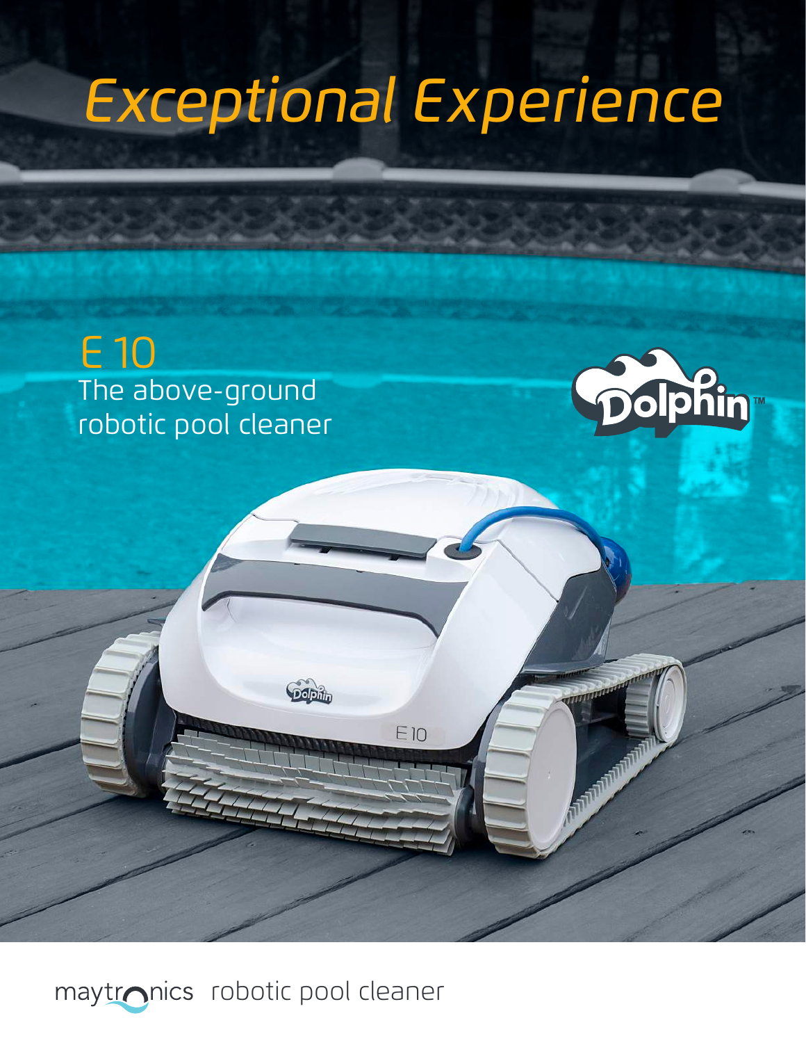# Exceptional Experience

## E 10

The above-ground robotic pool cleaner

Dolphin™

maytronics robotic pool cleaner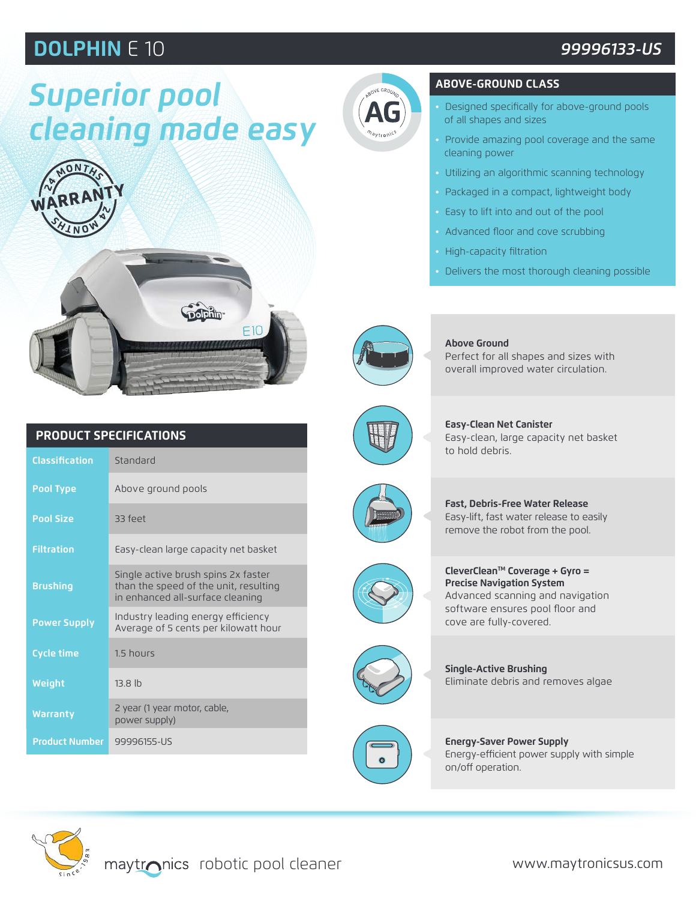# DOLPHIN E 10

**99996133-US**

## Superior pool cleaning made easy

24 MONTHS WARRANTY 24 MONTHS

AG ABOVE GROUND maytronics

### ABOVE-GROUND CLASS

- Designed specifically for above-ground pools of all shapes and sizes
- Provide amazing pool coverage and the same cleaning power
- Utilizing an algorithmic scanning technology
- Packaged in a compact, lightweight body
- Easy to lift into and out of the pool
- Advanced floor and cove scrubbing
- High-capacity filtration
- Delivers the most thorough cleaning possible

**Above Ground**
Perfect for all shapes and sizes with overall improved water circulation.

**Easy-Clean Net Canister**
Easy-clean, large capacity net basket to hold debris.

**Fast, Debris-Free Water Release**
Easy-lift, fast water release to easily remove the robot from the pool.

**CleverClean™ Coverage + Gyro = Precise Navigation System**
Advanced scanning and navigation software ensures pool floor and cove are fully-covered.

**Single-Active Brushing**
Eliminate debris and removes algae

**Energy-Saver Power Supply**
Energy-efficient power supply with simple on/off operation.

### PRODUCT SPECIFICATIONS

| | |
|---|---|
| Classification | Standard |
| Pool Type | Above ground pools |
| Pool Size | 33 feet |
| Filtration | Easy-clean large capacity net basket |
| Brushing | Single active brush spins 2x faster than the speed of the unit, resulting in enhanced all-surface cleaning |
| Power Supply | Industry leading energy efficiency Average of 5 cents per kilowatt hour |
| Cycle time | 1.5 hours |
| Weight | 13.8 lb |
| Warranty | 2 year (1 year motor, cable, power supply) |
| Product Number | 99996155-US |

Since 1983

maytronics robotic pool cleaner

www.maytronicsus.com